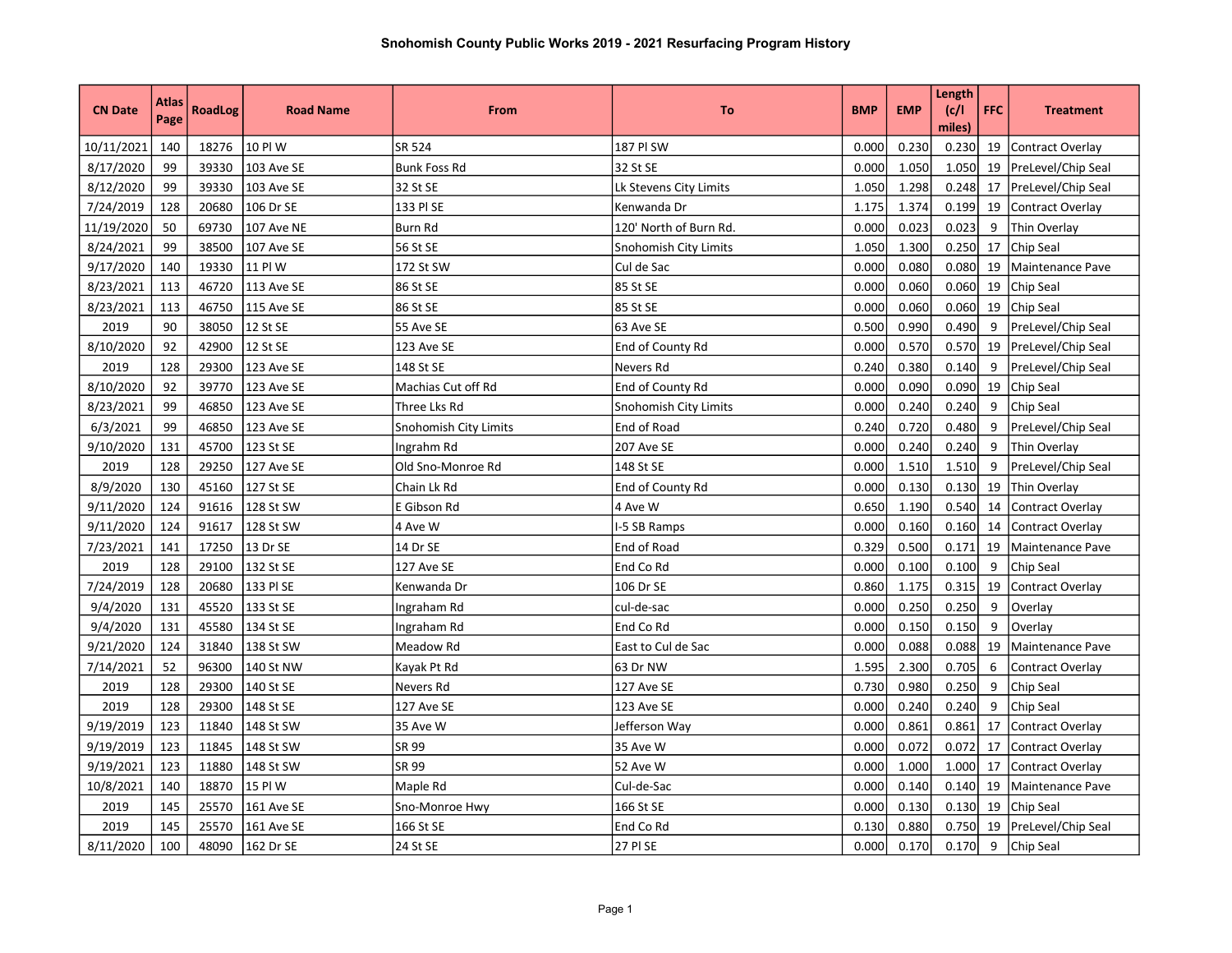# Snohomish County Public Works 2019 - 2021 Resurfacing Program History

| CN Date | Atlas Page | RoadLog | Road Name | From | To | BMP | EMP | Length (c/l miles) | FFC | Treatment |
|---|---|---|---|---|---|---|---|---|---|---|
| 10/11/2021 | 140 | 18276 | 10 Pl W | SR 524 | 187 Pl SW | 0.000 | 0.230 | 0.230 | 19 | Contract Overlay |
| 8/17/2020 | 99 | 39330 | 103 Ave SE | Bunk Foss Rd | 32 St SE | 0.000 | 1.050 | 1.050 | 19 | PreLevel/Chip Seal |
| 8/12/2020 | 99 | 39330 | 103 Ave SE | 32 St SE | Lk Stevens City Limits | 1.050 | 1.298 | 0.248 | 17 | PreLevel/Chip Seal |
| 7/24/2019 | 128 | 20680 | 106 Dr SE | 133 Pl SE | Kenwanda Dr | 1.175 | 1.374 | 0.199 | 19 | Contract Overlay |
| 11/19/2020 | 50 | 69730 | 107 Ave NE | Burn Rd | 120' North of Burn Rd. | 0.000 | 0.023 | 0.023 | 9 | Thin Overlay |
| 8/24/2021 | 99 | 38500 | 107 Ave SE | 56 St SE | Snohomish City Limits | 1.050 | 1.300 | 0.250 | 17 | Chip Seal |
| 9/17/2020 | 140 | 19330 | 11 Pl W | 172 St SW | Cul de Sac | 0.000 | 0.080 | 0.080 | 19 | Maintenance Pave |
| 8/23/2021 | 113 | 46720 | 113 Ave SE | 86 St SE | 85 St SE | 0.000 | 0.060 | 0.060 | 19 | Chip Seal |
| 8/23/2021 | 113 | 46750 | 115 Ave SE | 86 St SE | 85 St SE | 0.000 | 0.060 | 0.060 | 19 | Chip Seal |
| 2019 | 90 | 38050 | 12 St SE | 55 Ave SE | 63 Ave SE | 0.500 | 0.990 | 0.490 | 9 | PreLevel/Chip Seal |
| 8/10/2020 | 92 | 42900 | 12 St SE | 123 Ave SE | End of County Rd | 0.000 | 0.570 | 0.570 | 19 | PreLevel/Chip Seal |
| 2019 | 128 | 29300 | 123 Ave SE | 148 St SE | Nevers Rd | 0.240 | 0.380 | 0.140 | 9 | PreLevel/Chip Seal |
| 8/10/2020 | 92 | 39770 | 123 Ave SE | Machias Cut off Rd | End of County Rd | 0.000 | 0.090 | 0.090 | 19 | Chip Seal |
| 8/23/2021 | 99 | 46850 | 123 Ave SE | Three Lks Rd | Snohomish City Limits | 0.000 | 0.240 | 0.240 | 9 | Chip Seal |
| 6/3/2021 | 99 | 46850 | 123 Ave SE | Snohomish City Limits | End of Road | 0.240 | 0.720 | 0.480 | 9 | PreLevel/Chip Seal |
| 9/10/2020 | 131 | 45700 | 123 St SE | Ingrahm Rd | 207 Ave SE | 0.000 | 0.240 | 0.240 | 9 | Thin Overlay |
| 2019 | 128 | 29250 | 127 Ave SE | Old Sno-Monroe Rd | 148 St SE | 0.000 | 1.510 | 1.510 | 9 | PreLevel/Chip Seal |
| 8/9/2020 | 130 | 45160 | 127 St SE | Chain Lk Rd | End of County Rd | 0.000 | 0.130 | 0.130 | 19 | Thin Overlay |
| 9/11/2020 | 124 | 91616 | 128 St SW | E Gibson Rd | 4 Ave W | 0.650 | 1.190 | 0.540 | 14 | Contract Overlay |
| 9/11/2020 | 124 | 91617 | 128 St SW | 4 Ave W | I-5 SB Ramps | 0.000 | 0.160 | 0.160 | 14 | Contract Overlay |
| 7/23/2021 | 141 | 17250 | 13 Dr SE | 14 Dr SE | End of Road | 0.329 | 0.500 | 0.171 | 19 | Maintenance Pave |
| 2019 | 128 | 29100 | 132 St SE | 127 Ave SE | End Co Rd | 0.000 | 0.100 | 0.100 | 9 | Chip Seal |
| 7/24/2019 | 128 | 20680 | 133 Pl SE | Kenwanda Dr | 106 Dr SE | 0.860 | 1.175 | 0.315 | 19 | Contract Overlay |
| 9/4/2020 | 131 | 45520 | 133 St SE | Ingraham Rd | cul-de-sac | 0.000 | 0.250 | 0.250 | 9 | Overlay |
| 9/4/2020 | 131 | 45580 | 134 St SE | Ingraham Rd | End Co Rd | 0.000 | 0.150 | 0.150 | 9 | Overlay |
| 9/21/2020 | 124 | 31840 | 138 St SW | Meadow Rd | East to Cul de Sac | 0.000 | 0.088 | 0.088 | 19 | Maintenance Pave |
| 7/14/2021 | 52 | 96300 | 140 St NW | Kayak Pt Rd | 63 Dr NW | 1.595 | 2.300 | 0.705 | 6 | Contract Overlay |
| 2019 | 128 | 29300 | 140 St SE | Nevers Rd | 127 Ave SE | 0.730 | 0.980 | 0.250 | 9 | Chip Seal |
| 2019 | 128 | 29300 | 148 St SE | 127 Ave SE | 123 Ave SE | 0.000 | 0.240 | 0.240 | 9 | Chip Seal |
| 9/19/2019 | 123 | 11840 | 148 St SW | 35 Ave W | Jefferson Way | 0.000 | 0.861 | 0.861 | 17 | Contract Overlay |
| 9/19/2019 | 123 | 11845 | 148 St SW | SR 99 | 35 Ave W | 0.000 | 0.072 | 0.072 | 17 | Contract Overlay |
| 9/19/2021 | 123 | 11880 | 148 St SW | SR 99 | 52 Ave W | 0.000 | 1.000 | 1.000 | 17 | Contract Overlay |
| 10/8/2021 | 140 | 18870 | 15 Pl W | Maple Rd | Cul-de-Sac | 0.000 | 0.140 | 0.140 | 19 | Maintenance Pave |
| 2019 | 145 | 25570 | 161 Ave SE | Sno-Monroe Hwy | 166 St SE | 0.000 | 0.130 | 0.130 | 19 | Chip Seal |
| 2019 | 145 | 25570 | 161 Ave SE | 166 St SE | End Co Rd | 0.130 | 0.880 | 0.750 | 19 | PreLevel/Chip Seal |
| 8/11/2020 | 100 | 48090 | 162 Dr SE | 24 St SE | 27 Pl SE | 0.000 | 0.170 | 0.170 | 9 | Chip Seal |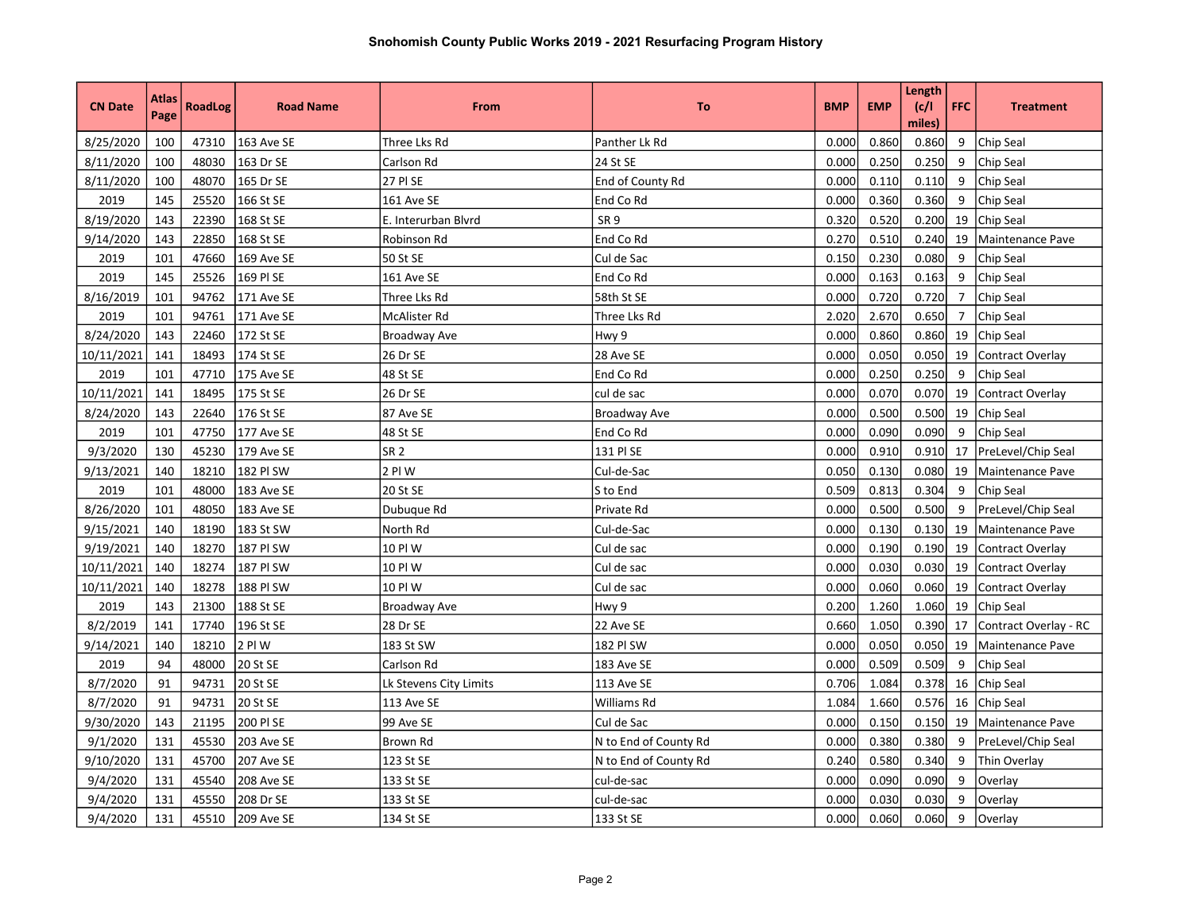# Snohomish County Public Works 2019 - 2021 Resurfacing Program History

| CN Date | Atlas Page | RoadLog | Road Name | From | To | BMP | EMP | Length (c/l miles) | FFC | Treatment |
|---|---|---|---|---|---|---|---|---|---|---|
| 8/25/2020 | 100 | 47310 | 163 Ave SE | Three Lks Rd | Panther Lk Rd | 0.000 | 0.860 | 0.860 | 9 | Chip Seal |
| 8/11/2020 | 100 | 48030 | 163 Dr SE | Carlson Rd | 24 St SE | 0.000 | 0.250 | 0.250 | 9 | Chip Seal |
| 8/11/2020 | 100 | 48070 | 165 Dr SE | 27 Pl SE | End of County Rd | 0.000 | 0.110 | 0.110 | 9 | Chip Seal |
| 2019 | 145 | 25520 | 166 St SE | 161 Ave SE | End Co Rd | 0.000 | 0.360 | 0.360 | 9 | Chip Seal |
| 8/19/2020 | 143 | 22390 | 168 St SE | E. Interurban Blvrd | SR 9 | 0.320 | 0.520 | 0.200 | 19 | Chip Seal |
| 9/14/2020 | 143 | 22850 | 168 St SE | Robinson Rd | End Co Rd | 0.270 | 0.510 | 0.240 | 19 | Maintenance Pave |
| 2019 | 101 | 47660 | 169 Ave SE | 50 St SE | Cul de Sac | 0.150 | 0.230 | 0.080 | 9 | Chip Seal |
| 2019 | 145 | 25526 | 169 Pl SE | 161 Ave SE | End Co Rd | 0.000 | 0.163 | 0.163 | 9 | Chip Seal |
| 8/16/2019 | 101 | 94762 | 171 Ave SE | Three Lks Rd | 58th St SE | 0.000 | 0.720 | 0.720 | 7 | Chip Seal |
| 2019 | 101 | 94761 | 171 Ave SE | McAlister Rd | Three Lks Rd | 2.020 | 2.670 | 0.650 | 7 | Chip Seal |
| 8/24/2020 | 143 | 22460 | 172 St SE | Broadway Ave | Hwy 9 | 0.000 | 0.860 | 0.860 | 19 | Chip Seal |
| 10/11/2021 | 141 | 18493 | 174 St SE | 26 Dr SE | 28 Ave SE | 0.000 | 0.050 | 0.050 | 19 | Contract Overlay |
| 2019 | 101 | 47710 | 175 Ave SE | 48 St SE | End Co Rd | 0.000 | 0.250 | 0.250 | 9 | Chip Seal |
| 10/11/2021 | 141 | 18495 | 175 St SE | 26 Dr SE | cul de sac | 0.000 | 0.070 | 0.070 | 19 | Contract Overlay |
| 8/24/2020 | 143 | 22640 | 176 St SE | 87 Ave SE | Broadway Ave | 0.000 | 0.500 | 0.500 | 19 | Chip Seal |
| 2019 | 101 | 47750 | 177 Ave SE | 48 St SE | End Co Rd | 0.000 | 0.090 | 0.090 | 9 | Chip Seal |
| 9/3/2020 | 130 | 45230 | 179 Ave SE | SR 2 | 131 Pl SE | 0.000 | 0.910 | 0.910 | 17 | PreLevel/Chip Seal |
| 9/13/2021 | 140 | 18210 | 182 Pl SW | 2 Pl W | Cul-de-Sac | 0.050 | 0.130 | 0.080 | 19 | Maintenance Pave |
| 2019 | 101 | 48000 | 183 Ave SE | 20 St SE | S to End | 0.509 | 0.813 | 0.304 | 9 | Chip Seal |
| 8/26/2020 | 101 | 48050 | 183 Ave SE | Dubuque Rd | Private Rd | 0.000 | 0.500 | 0.500 | 9 | PreLevel/Chip Seal |
| 9/15/2021 | 140 | 18190 | 183 St SW | North Rd | Cul-de-Sac | 0.000 | 0.130 | 0.130 | 19 | Maintenance Pave |
| 9/19/2021 | 140 | 18270 | 187 Pl SW | 10 Pl W | Cul de sac | 0.000 | 0.190 | 0.190 | 19 | Contract Overlay |
| 10/11/2021 | 140 | 18274 | 187 Pl SW | 10 Pl W | Cul de sac | 0.000 | 0.030 | 0.030 | 19 | Contract Overlay |
| 10/11/2021 | 140 | 18278 | 188 Pl SW | 10 Pl W | Cul de sac | 0.000 | 0.060 | 0.060 | 19 | Contract Overlay |
| 2019 | 143 | 21300 | 188 St SE | Broadway Ave | Hwy 9 | 0.200 | 1.260 | 1.060 | 19 | Chip Seal |
| 8/2/2019 | 141 | 17740 | 196 St SE | 28 Dr SE | 22 Ave SE | 0.660 | 1.050 | 0.390 | 17 | Contract Overlay - RC |
| 9/14/2021 | 140 | 18210 | 2 Pl W | 183 St SW | 182 Pl SW | 0.000 | 0.050 | 0.050 | 19 | Maintenance Pave |
| 2019 | 94 | 48000 | 20 St SE | Carlson Rd | 183 Ave SE | 0.000 | 0.509 | 0.509 | 9 | Chip Seal |
| 8/7/2020 | 91 | 94731 | 20 St SE | Lk Stevens City Limits | 113 Ave SE | 0.706 | 1.084 | 0.378 | 16 | Chip Seal |
| 8/7/2020 | 91 | 94731 | 20 St SE | 113 Ave SE | Williams Rd | 1.084 | 1.660 | 0.576 | 16 | Chip Seal |
| 9/30/2020 | 143 | 21195 | 200 Pl SE | 99 Ave SE | Cul de Sac | 0.000 | 0.150 | 0.150 | 19 | Maintenance Pave |
| 9/1/2020 | 131 | 45530 | 203 Ave SE | Brown Rd | N to End of County Rd | 0.000 | 0.380 | 0.380 | 9 | PreLevel/Chip Seal |
| 9/10/2020 | 131 | 45700 | 207 Ave SE | 123 St SE | N to End of County Rd | 0.240 | 0.580 | 0.340 | 9 | Thin Overlay |
| 9/4/2020 | 131 | 45540 | 208 Ave SE | 133 St SE | cul-de-sac | 0.000 | 0.090 | 0.090 | 9 | Overlay |
| 9/4/2020 | 131 | 45550 | 208 Dr SE | 133 St SE | cul-de-sac | 0.000 | 0.030 | 0.030 | 9 | Overlay |
| 9/4/2020 | 131 | 45510 | 209 Ave SE | 134 St SE | 133 St SE | 0.000 | 0.060 | 0.060 | 9 | Overlay |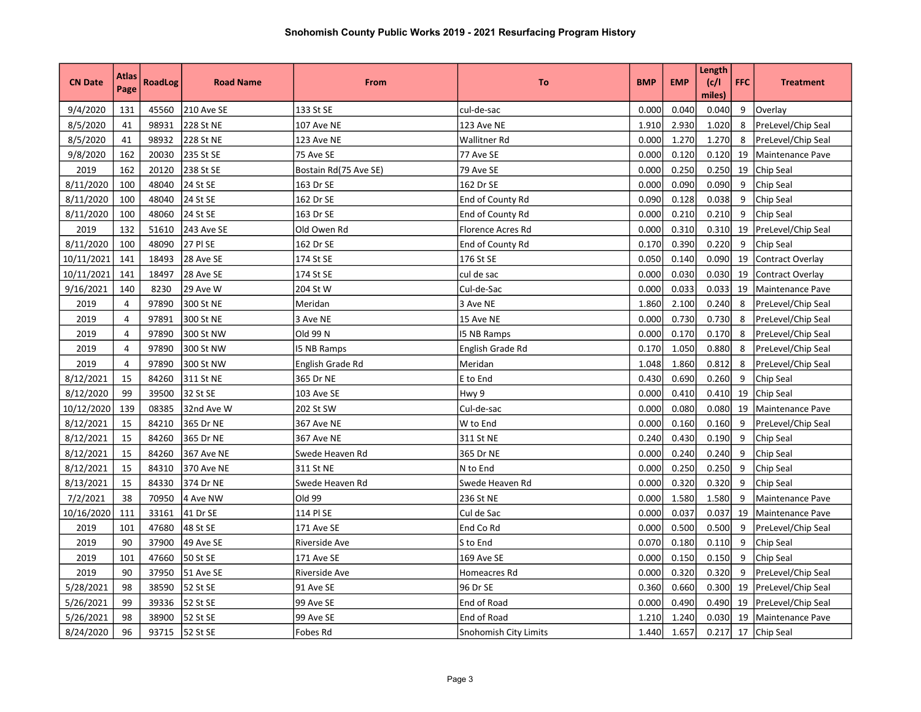# Snohomish County Public Works 2019 - 2021 Resurfacing Program History

| CN Date | Atlas Page | RoadLog | Road Name | From | To | BMP | EMP | Length (c/l miles) | FFC | Treatment |
|---|---|---|---|---|---|---|---|---|---|---|
| 9/4/2020 | 131 | 45560 | 210 Ave SE | 133 St SE | cul-de-sac | 0.000 | 0.040 | 0.040 | 9 | Overlay |
| 8/5/2020 | 41 | 98931 | 228 St NE | 107 Ave NE | 123 Ave NE | 1.910 | 2.930 | 1.020 | 8 | PreLevel/Chip Seal |
| 8/5/2020 | 41 | 98932 | 228 St NE | 123 Ave NE | Wallitner Rd | 0.000 | 1.270 | 1.270 | 8 | PreLevel/Chip Seal |
| 9/8/2020 | 162 | 20030 | 235 St SE | 75 Ave SE | 77 Ave SE | 0.000 | 0.120 | 0.120 | 19 | Maintenance Pave |
| 2019 | 162 | 20120 | 238 St SE | Bostain Rd(75 Ave SE) | 79 Ave SE | 0.000 | 0.250 | 0.250 | 19 | Chip Seal |
| 8/11/2020 | 100 | 48040 | 24 St SE | 163 Dr SE | 162 Dr SE | 0.000 | 0.090 | 0.090 | 9 | Chip Seal |
| 8/11/2020 | 100 | 48040 | 24 St SE | 162 Dr SE | End of County Rd | 0.090 | 0.128 | 0.038 | 9 | Chip Seal |
| 8/11/2020 | 100 | 48060 | 24 St SE | 163 Dr SE | End of County Rd | 0.000 | 0.210 | 0.210 | 9 | Chip Seal |
| 2019 | 132 | 51610 | 243 Ave SE | Old Owen Rd | Florence Acres Rd | 0.000 | 0.310 | 0.310 | 19 | PreLevel/Chip Seal |
| 8/11/2020 | 100 | 48090 | 27 Pl SE | 162 Dr SE | End of County Rd | 0.170 | 0.390 | 0.220 | 9 | Chip Seal |
| 10/11/2021 | 141 | 18493 | 28 Ave SE | 174 St SE | 176 St SE | 0.050 | 0.140 | 0.090 | 19 | Contract Overlay |
| 10/11/2021 | 141 | 18497 | 28 Ave SE | 174 St SE | cul de sac | 0.000 | 0.030 | 0.030 | 19 | Contract Overlay |
| 9/16/2021 | 140 | 8230 | 29 Ave W | 204 St W | Cul-de-Sac | 0.000 | 0.033 | 0.033 | 19 | Maintenance Pave |
| 2019 | 4 | 97890 | 300 St NE | Meridan | 3 Ave NE | 1.860 | 2.100 | 0.240 | 8 | PreLevel/Chip Seal |
| 2019 | 4 | 97891 | 300 St NE | 3 Ave NE | 15 Ave NE | 0.000 | 0.730 | 0.730 | 8 | PreLevel/Chip Seal |
| 2019 | 4 | 97890 | 300 St NW | Old 99 N | I5 NB Ramps | 0.000 | 0.170 | 0.170 | 8 | PreLevel/Chip Seal |
| 2019 | 4 | 97890 | 300 St NW | I5 NB Ramps | English Grade Rd | 0.170 | 1.050 | 0.880 | 8 | PreLevel/Chip Seal |
| 2019 | 4 | 97890 | 300 St NW | English Grade Rd | Meridan | 1.048 | 1.860 | 0.812 | 8 | PreLevel/Chip Seal |
| 8/12/2021 | 15 | 84260 | 311 St NE | 365 Dr NE | E to End | 0.430 | 0.690 | 0.260 | 9 | Chip Seal |
| 8/12/2020 | 99 | 39500 | 32 St SE | 103 Ave SE | Hwy 9 | 0.000 | 0.410 | 0.410 | 19 | Chip Seal |
| 10/12/2020 | 139 | 08385 | 32nd Ave W | 202 St SW | Cul-de-sac | 0.000 | 0.080 | 0.080 | 19 | Maintenance Pave |
| 8/12/2021 | 15 | 84210 | 365 Dr NE | 367 Ave NE | W to End | 0.000 | 0.160 | 0.160 | 9 | PreLevel/Chip Seal |
| 8/12/2021 | 15 | 84260 | 365 Dr NE | 367 Ave NE | 311 St NE | 0.240 | 0.430 | 0.190 | 9 | Chip Seal |
| 8/12/2021 | 15 | 84260 | 367 Ave NE | Swede Heaven Rd | 365 Dr NE | 0.000 | 0.240 | 0.240 | 9 | Chip Seal |
| 8/12/2021 | 15 | 84310 | 370 Ave NE | 311 St NE | N to End | 0.000 | 0.250 | 0.250 | 9 | Chip Seal |
| 8/13/2021 | 15 | 84330 | 374 Dr NE | Swede Heaven Rd | Swede Heaven Rd | 0.000 | 0.320 | 0.320 | 9 | Chip Seal |
| 7/2/2021 | 38 | 70950 | 4 Ave NW | Old 99 | 236 St NE | 0.000 | 1.580 | 1.580 | 9 | Maintenance Pave |
| 10/16/2020 | 111 | 33161 | 41 Dr SE | 114 Pl SE | Cul de Sac | 0.000 | 0.037 | 0.037 | 19 | Maintenance Pave |
| 2019 | 101 | 47680 | 48 St SE | 171 Ave SE | End Co Rd | 0.000 | 0.500 | 0.500 | 9 | PreLevel/Chip Seal |
| 2019 | 90 | 37900 | 49 Ave SE | Riverside Ave | S to End | 0.070 | 0.180 | 0.110 | 9 | Chip Seal |
| 2019 | 101 | 47660 | 50 St SE | 171 Ave SE | 169 Ave SE | 0.000 | 0.150 | 0.150 | 9 | Chip Seal |
| 2019 | 90 | 37950 | 51 Ave SE | Riverside Ave | Homeacres Rd | 0.000 | 0.320 | 0.320 | 9 | PreLevel/Chip Seal |
| 5/28/2021 | 98 | 38590 | 52 St SE | 91 Ave SE | 96 Dr SE | 0.360 | 0.660 | 0.300 | 19 | PreLevel/Chip Seal |
| 5/26/2021 | 99 | 39336 | 52 St SE | 99 Ave SE | End of Road | 0.000 | 0.490 | 0.490 | 19 | PreLevel/Chip Seal |
| 5/26/2021 | 98 | 38900 | 52 St SE | 99 Ave SE | End of Road | 1.210 | 1.240 | 0.030 | 19 | Maintenance Pave |
| 8/24/2020 | 96 | 93715 | 52 St SE | Fobes Rd | Snohomish City Limits | 1.440 | 1.657 | 0.217 | 17 | Chip Seal |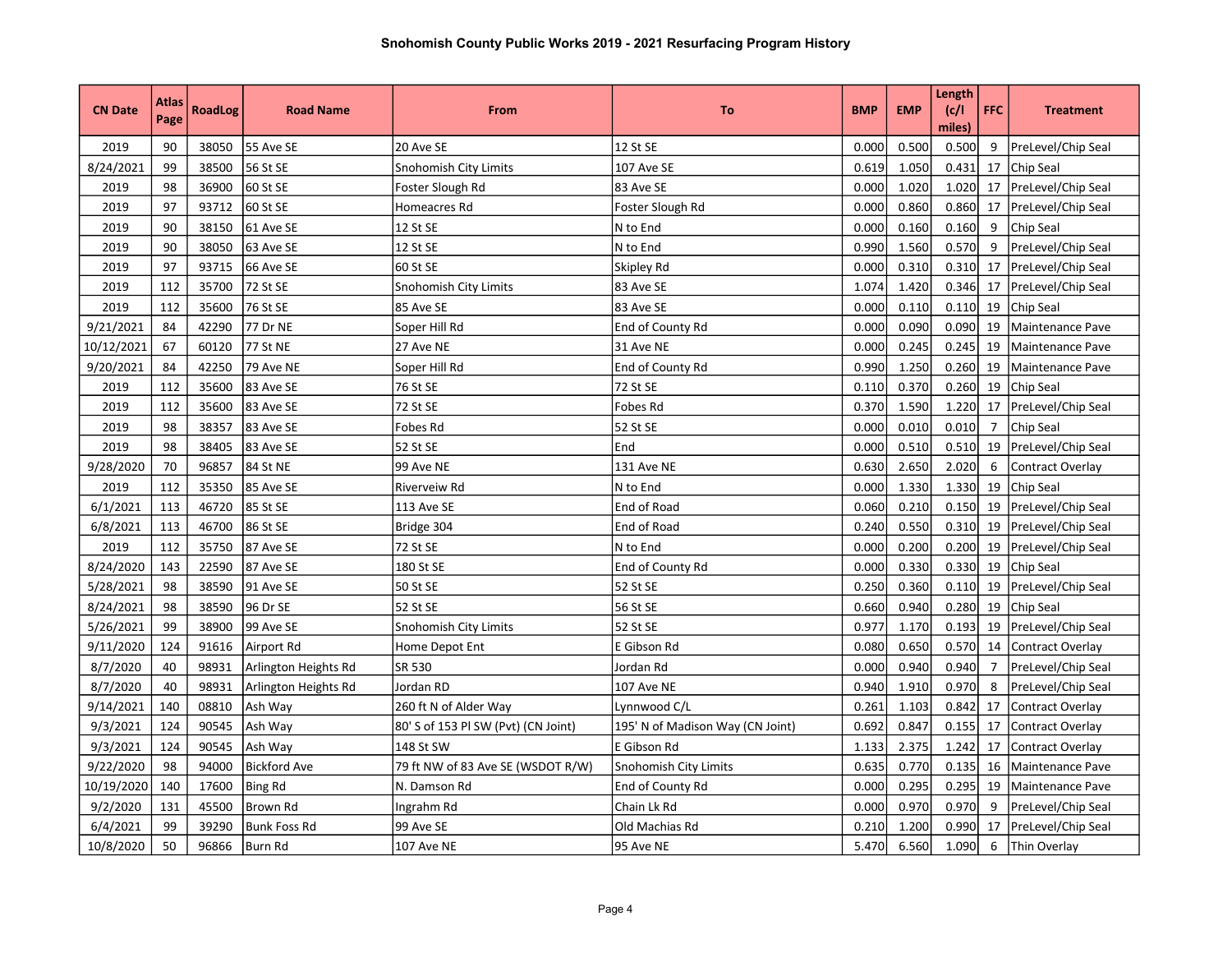# Snohomish County Public Works 2019 - 2021 Resurfacing Program History

| CN Date | Atlas Page | RoadLog | Road Name | From | To | BMP | EMP | Length (c/l miles) | FFC | Treatment |
|---|---|---|---|---|---|---|---|---|---|---|
| 2019 | 90 | 38050 | 55 Ave SE | 20 Ave SE | 12 St SE | 0.000 | 0.500 | 0.500 | 9 | PreLevel/Chip Seal |
| 8/24/2021 | 99 | 38500 | 56 St SE | Snohomish City Limits | 107 Ave SE | 0.619 | 1.050 | 0.431 | 17 | Chip Seal |
| 2019 | 98 | 36900 | 60 St SE | Foster Slough Rd | 83 Ave SE | 0.000 | 1.020 | 1.020 | 17 | PreLevel/Chip Seal |
| 2019 | 97 | 93712 | 60 St SE | Homeacres Rd | Foster Slough Rd | 0.000 | 0.860 | 0.860 | 17 | PreLevel/Chip Seal |
| 2019 | 90 | 38150 | 61 Ave SE | 12 St SE | N to End | 0.000 | 0.160 | 0.160 | 9 | Chip Seal |
| 2019 | 90 | 38050 | 63 Ave SE | 12 St SE | N to End | 0.990 | 1.560 | 0.570 | 9 | PreLevel/Chip Seal |
| 2019 | 97 | 93715 | 66 Ave SE | 60 St SE | Skipley Rd | 0.000 | 0.310 | 0.310 | 17 | PreLevel/Chip Seal |
| 2019 | 112 | 35700 | 72 St SE | Snohomish City Limits | 83 Ave SE | 1.074 | 1.420 | 0.346 | 17 | PreLevel/Chip Seal |
| 2019 | 112 | 35600 | 76 St SE | 85 Ave SE | 83 Ave SE | 0.000 | 0.110 | 0.110 | 19 | Chip Seal |
| 9/21/2021 | 84 | 42290 | 77 Dr NE | Soper Hill Rd | End of County Rd | 0.000 | 0.090 | 0.090 | 19 | Maintenance Pave |
| 10/12/2021 | 67 | 60120 | 77 St NE | 27 Ave NE | 31 Ave NE | 0.000 | 0.245 | 0.245 | 19 | Maintenance Pave |
| 9/20/2021 | 84 | 42250 | 79 Ave NE | Soper Hill Rd | End of County Rd | 0.990 | 1.250 | 0.260 | 19 | Maintenance Pave |
| 2019 | 112 | 35600 | 83 Ave SE | 76 St SE | 72 St SE | 0.110 | 0.370 | 0.260 | 19 | Chip Seal |
| 2019 | 112 | 35600 | 83 Ave SE | 72 St SE | Fobes Rd | 0.370 | 1.590 | 1.220 | 17 | PreLevel/Chip Seal |
| 2019 | 98 | 38357 | 83 Ave SE | Fobes Rd | 52 St SE | 0.000 | 0.010 | 0.010 | 7 | Chip Seal |
| 2019 | 98 | 38405 | 83 Ave SE | 52 St SE | End | 0.000 | 0.510 | 0.510 | 19 | PreLevel/Chip Seal |
| 9/28/2020 | 70 | 96857 | 84 St NE | 99 Ave NE | 131 Ave NE | 0.630 | 2.650 | 2.020 | 6 | Contract Overlay |
| 2019 | 112 | 35350 | 85 Ave SE | Riverveiw Rd | N to End | 0.000 | 1.330 | 1.330 | 19 | Chip Seal |
| 6/1/2021 | 113 | 46720 | 85 St SE | 113 Ave SE | End of Road | 0.060 | 0.210 | 0.150 | 19 | PreLevel/Chip Seal |
| 6/8/2021 | 113 | 46700 | 86 St SE | Bridge 304 | End of Road | 0.240 | 0.550 | 0.310 | 19 | PreLevel/Chip Seal |
| 2019 | 112 | 35750 | 87 Ave SE | 72 St SE | N to End | 0.000 | 0.200 | 0.200 | 19 | PreLevel/Chip Seal |
| 8/24/2020 | 143 | 22590 | 87 Ave SE | 180 St SE | End of County Rd | 0.000 | 0.330 | 0.330 | 19 | Chip Seal |
| 5/28/2021 | 98 | 38590 | 91 Ave SE | 50 St SE | 52 St SE | 0.250 | 0.360 | 0.110 | 19 | PreLevel/Chip Seal |
| 8/24/2021 | 98 | 38590 | 96 Dr SE | 52 St SE | 56 St SE | 0.660 | 0.940 | 0.280 | 19 | Chip Seal |
| 5/26/2021 | 99 | 38900 | 99 Ave SE | Snohomish City Limits | 52 St SE | 0.977 | 1.170 | 0.193 | 19 | PreLevel/Chip Seal |
| 9/11/2020 | 124 | 91616 | Airport Rd | Home Depot Ent | E Gibson Rd | 0.080 | 0.650 | 0.570 | 14 | Contract Overlay |
| 8/7/2020 | 40 | 98931 | Arlington Heights Rd | SR 530 | Jordan Rd | 0.000 | 0.940 | 0.940 | 7 | PreLevel/Chip Seal |
| 8/7/2020 | 40 | 98931 | Arlington Heights Rd | Jordan RD | 107 Ave NE | 0.940 | 1.910 | 0.970 | 8 | PreLevel/Chip Seal |
| 9/14/2021 | 140 | 08810 | Ash Way | 260 ft N of Alder Way | Lynnwood C/L | 0.261 | 1.103 | 0.842 | 17 | Contract Overlay |
| 9/3/2021 | 124 | 90545 | Ash Way | 80' S of 153 Pl SW (Pvt) (CN Joint) | 195' N of Madison Way (CN Joint) | 0.692 | 0.847 | 0.155 | 17 | Contract Overlay |
| 9/3/2021 | 124 | 90545 | Ash Way | 148 St SW | E Gibson Rd | 1.133 | 2.375 | 1.242 | 17 | Contract Overlay |
| 9/22/2020 | 98 | 94000 | Bickford Ave | 79 ft NW of 83 Ave SE (WSDOT R/W) | Snohomish City Limits | 0.635 | 0.770 | 0.135 | 16 | Maintenance Pave |
| 10/19/2020 | 140 | 17600 | Bing Rd | N. Damson Rd | End of County Rd | 0.000 | 0.295 | 0.295 | 19 | Maintenance Pave |
| 9/2/2020 | 131 | 45500 | Brown Rd | Ingrahm Rd | Chain Lk Rd | 0.000 | 0.970 | 0.970 | 9 | PreLevel/Chip Seal |
| 6/4/2021 | 99 | 39290 | Bunk Foss Rd | 99 Ave SE | Old Machias Rd | 0.210 | 1.200 | 0.990 | 17 | PreLevel/Chip Seal |
| 10/8/2020 | 50 | 96866 | Burn Rd | 107 Ave NE | 95 Ave NE | 5.470 | 6.560 | 1.090 | 6 | Thin Overlay |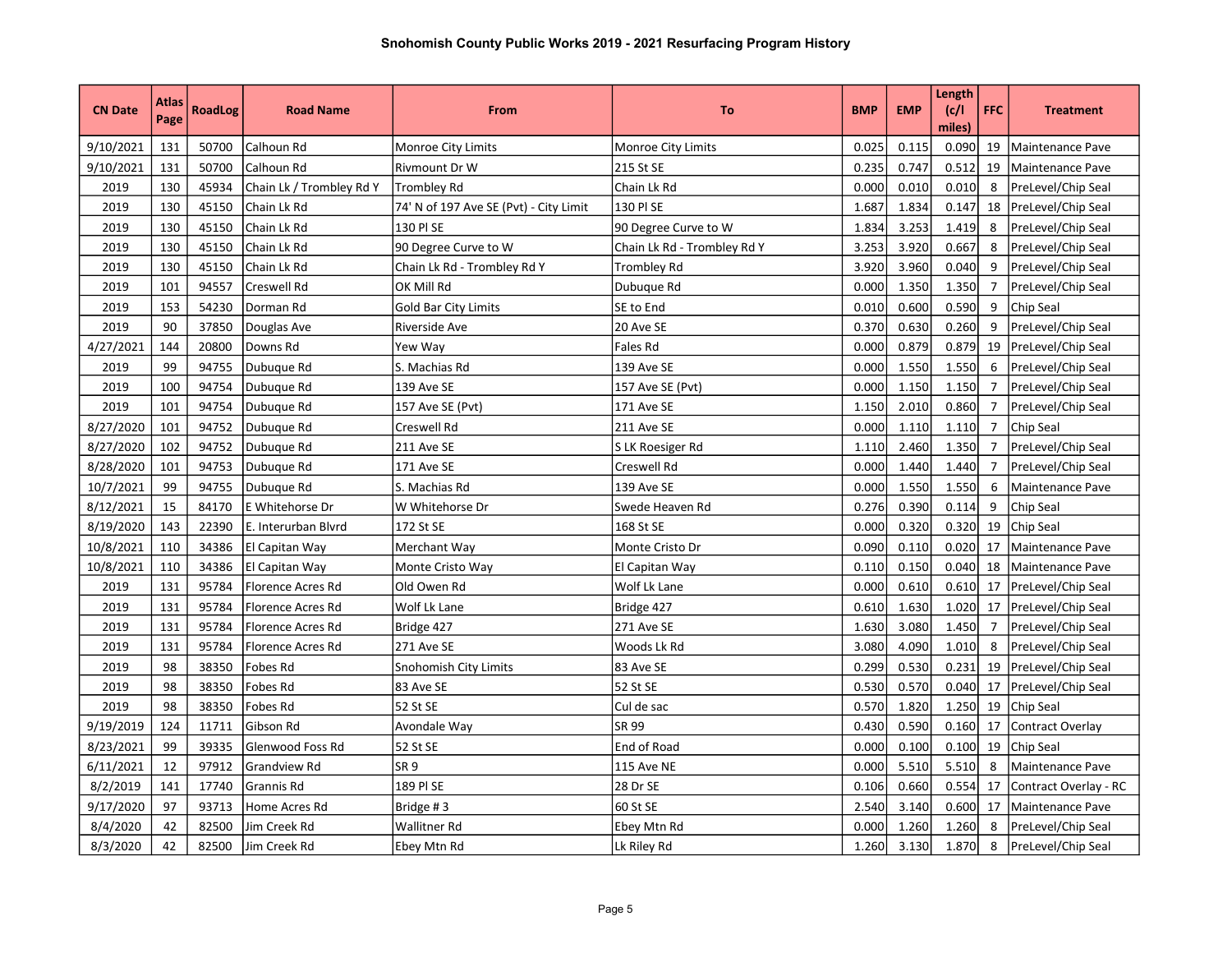# Snohomish County Public Works 2019 - 2021 Resurfacing Program History

| CN Date | Atlas Page | RoadLog | Road Name | From | To | BMP | EMP | Length (c/l miles) | FFC | Treatment |
|---|---|---|---|---|---|---|---|---|---|---|
| 9/10/2021 | 131 | 50700 | Calhoun Rd | Monroe City Limits | Monroe City Limits | 0.025 | 0.115 | 0.090 | 19 | Maintenance Pave |
| 9/10/2021 | 131 | 50700 | Calhoun Rd | Rivmount Dr W | 215 St SE | 0.235 | 0.747 | 0.512 | 19 | Maintenance Pave |
| 2019 | 130 | 45934 | Chain Lk / Trombley Rd Y | Trombley Rd | Chain Lk Rd | 0.000 | 0.010 | 0.010 | 8 | PreLevel/Chip Seal |
| 2019 | 130 | 45150 | Chain Lk Rd | 74' N of 197 Ave SE (Pvt) - City Limit | 130 Pl SE | 1.687 | 1.834 | 0.147 | 18 | PreLevel/Chip Seal |
| 2019 | 130 | 45150 | Chain Lk Rd | 130 Pl SE | 90 Degree Curve to W | 1.834 | 3.253 | 1.419 | 8 | PreLevel/Chip Seal |
| 2019 | 130 | 45150 | Chain Lk Rd | 90 Degree Curve to W | Chain Lk Rd - Trombley Rd Y | 3.253 | 3.920 | 0.667 | 8 | PreLevel/Chip Seal |
| 2019 | 130 | 45150 | Chain Lk Rd | Chain Lk Rd - Trombley Rd Y | Trombley Rd | 3.920 | 3.960 | 0.040 | 9 | PreLevel/Chip Seal |
| 2019 | 101 | 94557 | Creswell Rd | OK Mill Rd | Dubuque Rd | 0.000 | 1.350 | 1.350 | 7 | PreLevel/Chip Seal |
| 2019 | 153 | 54230 | Dorman Rd | Gold Bar City Limits | SE to End | 0.010 | 0.600 | 0.590 | 9 | Chip Seal |
| 2019 | 90 | 37850 | Douglas Ave | Riverside Ave | 20 Ave SE | 0.370 | 0.630 | 0.260 | 9 | PreLevel/Chip Seal |
| 4/27/2021 | 144 | 20800 | Downs Rd | Yew Way | Fales Rd | 0.000 | 0.879 | 0.879 | 19 | PreLevel/Chip Seal |
| 2019 | 99 | 94755 | Dubuque Rd | S. Machias Rd | 139 Ave SE | 0.000 | 1.550 | 1.550 | 6 | PreLevel/Chip Seal |
| 2019 | 100 | 94754 | Dubuque Rd | 139 Ave SE | 157 Ave SE (Pvt) | 0.000 | 1.150 | 1.150 | 7 | PreLevel/Chip Seal |
| 2019 | 101 | 94754 | Dubuque Rd | 157 Ave SE (Pvt) | 171 Ave SE | 1.150 | 2.010 | 0.860 | 7 | PreLevel/Chip Seal |
| 8/27/2020 | 101 | 94752 | Dubuque Rd | Creswell Rd | 211 Ave SE | 0.000 | 1.110 | 1.110 | 7 | Chip Seal |
| 8/27/2020 | 102 | 94752 | Dubuque Rd | 211 Ave SE | S LK Roesiger Rd | 1.110 | 2.460 | 1.350 | 7 | PreLevel/Chip Seal |
| 8/28/2020 | 101 | 94753 | Dubuque Rd | 171 Ave SE | Creswell Rd | 0.000 | 1.440 | 1.440 | 7 | PreLevel/Chip Seal |
| 10/7/2021 | 99 | 94755 | Dubuque Rd | S. Machias Rd | 139 Ave SE | 0.000 | 1.550 | 1.550 | 6 | Maintenance Pave |
| 8/12/2021 | 15 | 84170 | E Whitehorse Dr | W Whitehorse Dr | Swede Heaven Rd | 0.276 | 0.390 | 0.114 | 9 | Chip Seal |
| 8/19/2020 | 143 | 22390 | E. Interurban Blvrd | 172 St SE | 168 St SE | 0.000 | 0.320 | 0.320 | 19 | Chip Seal |
| 10/8/2021 | 110 | 34386 | El Capitan Way | Merchant Way | Monte Cristo Dr | 0.090 | 0.110 | 0.020 | 17 | Maintenance Pave |
| 10/8/2021 | 110 | 34386 | El Capitan Way | Monte Cristo Way | El Capitan Way | 0.110 | 0.150 | 0.040 | 18 | Maintenance Pave |
| 2019 | 131 | 95784 | Florence Acres Rd | Old Owen Rd | Wolf Lk Lane | 0.000 | 0.610 | 0.610 | 17 | PreLevel/Chip Seal |
| 2019 | 131 | 95784 | Florence Acres Rd | Wolf Lk Lane | Bridge 427 | 0.610 | 1.630 | 1.020 | 17 | PreLevel/Chip Seal |
| 2019 | 131 | 95784 | Florence Acres Rd | Bridge 427 | 271 Ave SE | 1.630 | 3.080 | 1.450 | 7 | PreLevel/Chip Seal |
| 2019 | 131 | 95784 | Florence Acres Rd | 271 Ave SE | Woods Lk Rd | 3.080 | 4.090 | 1.010 | 8 | PreLevel/Chip Seal |
| 2019 | 98 | 38350 | Fobes Rd | Snohomish City Limits | 83 Ave SE | 0.299 | 0.530 | 0.231 | 19 | PreLevel/Chip Seal |
| 2019 | 98 | 38350 | Fobes Rd | 83 Ave SE | 52 St SE | 0.530 | 0.570 | 0.040 | 17 | PreLevel/Chip Seal |
| 2019 | 98 | 38350 | Fobes Rd | 52 St SE | Cul de sac | 0.570 | 1.820 | 1.250 | 19 | Chip Seal |
| 9/19/2019 | 124 | 11711 | Gibson Rd | Avondale Way | SR 99 | 0.430 | 0.590 | 0.160 | 17 | Contract Overlay |
| 8/23/2021 | 99 | 39335 | Glenwood Foss Rd | 52 St SE | End of Road | 0.000 | 0.100 | 0.100 | 19 | Chip Seal |
| 6/11/2021 | 12 | 97912 | Grandview Rd | SR 9 | 115 Ave NE | 0.000 | 5.510 | 5.510 | 8 | Maintenance Pave |
| 8/2/2019 | 141 | 17740 | Grannis Rd | 189 Pl SE | 28 Dr SE | 0.106 | 0.660 | 0.554 | 17 | Contract Overlay - RC |
| 9/17/2020 | 97 | 93713 | Home Acres Rd | Bridge # 3 | 60 St SE | 2.540 | 3.140 | 0.600 | 17 | Maintenance Pave |
| 8/4/2020 | 42 | 82500 | Jim Creek Rd | Wallitner Rd | Ebey Mtn Rd | 0.000 | 1.260 | 1.260 | 8 | PreLevel/Chip Seal |
| 8/3/2020 | 42 | 82500 | Jim Creek Rd | Ebey Mtn Rd | Lk Riley Rd | 1.260 | 3.130 | 1.870 | 8 | PreLevel/Chip Seal |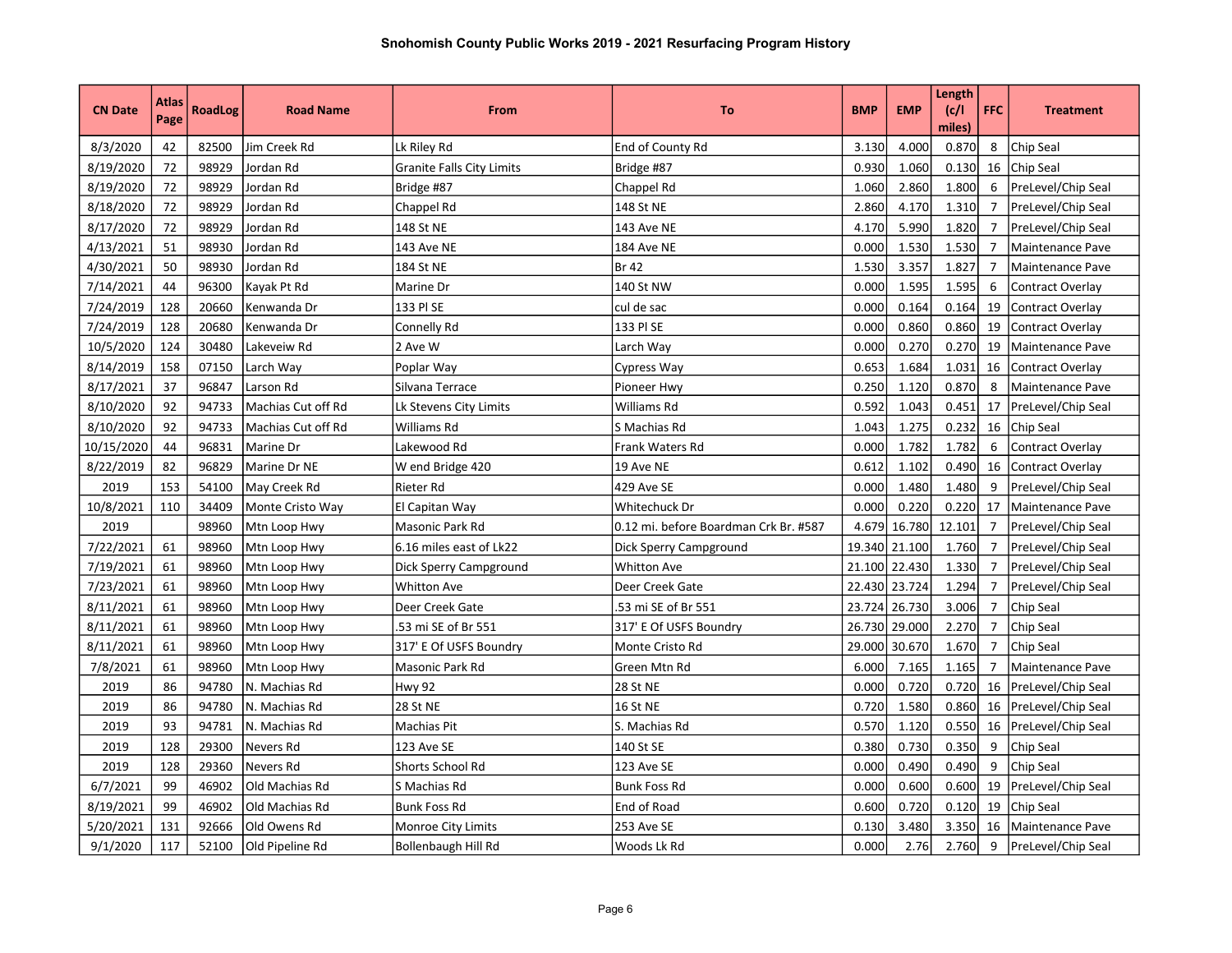# Snohomish County Public Works 2019 - 2021 Resurfacing Program History

| CN Date | Atlas Page | RoadLog | Road Name | From | To | BMP | EMP | Length (c/l miles) | FFC | Treatment |
|---|---|---|---|---|---|---|---|---|---|---|
| 8/3/2020 | 42 | 82500 | Jim Creek Rd | Lk Riley Rd | End of County Rd | 3.130 | 4.000 | 0.870 | 8 | Chip Seal |
| 8/19/2020 | 72 | 98929 | Jordan Rd | Granite Falls City Limits | Bridge #87 | 0.930 | 1.060 | 0.130 | 16 | Chip Seal |
| 8/19/2020 | 72 | 98929 | Jordan Rd | Bridge #87 | Chappel Rd | 1.060 | 2.860 | 1.800 | 6 | PreLevel/Chip Seal |
| 8/18/2020 | 72 | 98929 | Jordan Rd | Chappel Rd | 148 St NE | 2.860 | 4.170 | 1.310 | 7 | PreLevel/Chip Seal |
| 8/17/2020 | 72 | 98929 | Jordan Rd | 148 St NE | 143 Ave NE | 4.170 | 5.990 | 1.820 | 7 | PreLevel/Chip Seal |
| 4/13/2021 | 51 | 98930 | Jordan Rd | 143 Ave NE | 184 Ave NE | 0.000 | 1.530 | 1.530 | 7 | Maintenance Pave |
| 4/30/2021 | 50 | 98930 | Jordan Rd | 184 St NE | Br 42 | 1.530 | 3.357 | 1.827 | 7 | Maintenance Pave |
| 7/14/2021 | 44 | 96300 | Kayak Pt Rd | Marine Dr | 140 St NW | 0.000 | 1.595 | 1.595 | 6 | Contract Overlay |
| 7/24/2019 | 128 | 20660 | Kenwanda Dr | 133 Pl SE | cul de sac | 0.000 | 0.164 | 0.164 | 19 | Contract Overlay |
| 7/24/2019 | 128 | 20680 | Kenwanda Dr | Connelly Rd | 133 Pl SE | 0.000 | 0.860 | 0.860 | 19 | Contract Overlay |
| 10/5/2020 | 124 | 30480 | Lakeveiw Rd | 2 Ave W | Larch Way | 0.000 | 0.270 | 0.270 | 19 | Maintenance Pave |
| 8/14/2019 | 158 | 07150 | Larch Way | Poplar Way | Cypress Way | 0.653 | 1.684 | 1.031 | 16 | Contract Overlay |
| 8/17/2021 | 37 | 96847 | Larson Rd | Silvana Terrace | Pioneer Hwy | 0.250 | 1.120 | 0.870 | 8 | Maintenance Pave |
| 8/10/2020 | 92 | 94733 | Machias Cut off Rd | Lk Stevens City Limits | Williams Rd | 0.592 | 1.043 | 0.451 | 17 | PreLevel/Chip Seal |
| 8/10/2020 | 92 | 94733 | Machias Cut off Rd | Williams Rd | S Machias Rd | 1.043 | 1.275 | 0.232 | 16 | Chip Seal |
| 10/15/2020 | 44 | 96831 | Marine Dr | Lakewood Rd | Frank Waters Rd | 0.000 | 1.782 | 1.782 | 6 | Contract Overlay |
| 8/22/2019 | 82 | 96829 | Marine Dr NE | W end Bridge 420 | 19 Ave NE | 0.612 | 1.102 | 0.490 | 16 | Contract Overlay |
| 2019 | 153 | 54100 | May Creek Rd | Rieter Rd | 429 Ave SE | 0.000 | 1.480 | 1.480 | 9 | PreLevel/Chip Seal |
| 10/8/2021 | 110 | 34409 | Monte Cristo Way | El Capitan Way | Whitechuck Dr | 0.000 | 0.220 | 0.220 | 17 | Maintenance Pave |
| 2019 | | 98960 | Mtn Loop Hwy | Masonic Park Rd | 0.12 mi. before Boardman Crk Br. #587 | 4.679 | 16.780 | 12.101 | 7 | PreLevel/Chip Seal |
| 7/22/2021 | 61 | 98960 | Mtn Loop Hwy | 6.16 miles east of Lk22 | Dick Sperry Campground | 19.340 | 21.100 | 1.760 | 7 | PreLevel/Chip Seal |
| 7/19/2021 | 61 | 98960 | Mtn Loop Hwy | Dick Sperry Campground | Whitton Ave | 21.100 | 22.430 | 1.330 | 7 | PreLevel/Chip Seal |
| 7/23/2021 | 61 | 98960 | Mtn Loop Hwy | Whitton Ave | Deer Creek Gate | 22.430 | 23.724 | 1.294 | 7 | PreLevel/Chip Seal |
| 8/11/2021 | 61 | 98960 | Mtn Loop Hwy | Deer Creek Gate | .53 mi SE of Br 551 | 23.724 | 26.730 | 3.006 | 7 | Chip Seal |
| 8/11/2021 | 61 | 98960 | Mtn Loop Hwy | .53 mi SE of Br 551 | 317' E Of USFS Boundry | 26.730 | 29.000 | 2.270 | 7 | Chip Seal |
| 8/11/2021 | 61 | 98960 | Mtn Loop Hwy | 317' E Of USFS Boundry | Monte Cristo Rd | 29.000 | 30.670 | 1.670 | 7 | Chip Seal |
| 7/8/2021 | 61 | 98960 | Mtn Loop Hwy | Masonic Park Rd | Green Mtn Rd | 6.000 | 7.165 | 1.165 | 7 | Maintenance Pave |
| 2019 | 86 | 94780 | N. Machias Rd | Hwy 92 | 28 St NE | 0.000 | 0.720 | 0.720 | 16 | PreLevel/Chip Seal |
| 2019 | 86 | 94780 | N. Machias Rd | 28 St NE | 16 St NE | 0.720 | 1.580 | 0.860 | 16 | PreLevel/Chip Seal |
| 2019 | 93 | 94781 | N. Machias Rd | Machias Pit | S. Machias Rd | 0.570 | 1.120 | 0.550 | 16 | PreLevel/Chip Seal |
| 2019 | 128 | 29300 | Nevers Rd | 123 Ave SE | 140 St SE | 0.380 | 0.730 | 0.350 | 9 | Chip Seal |
| 2019 | 128 | 29360 | Nevers Rd | Shorts School Rd | 123 Ave SE | 0.000 | 0.490 | 0.490 | 9 | Chip Seal |
| 6/7/2021 | 99 | 46902 | Old Machias Rd | S Machias Rd | Bunk Foss Rd | 0.000 | 0.600 | 0.600 | 19 | PreLevel/Chip Seal |
| 8/19/2021 | 99 | 46902 | Old Machias Rd | Bunk Foss Rd | End of Road | 0.600 | 0.720 | 0.120 | 19 | Chip Seal |
| 5/20/2021 | 131 | 92666 | Old Owens Rd | Monroe City Limits | 253 Ave SE | 0.130 | 3.480 | 3.350 | 16 | Maintenance Pave |
| 9/1/2020 | 117 | 52100 | Old Pipeline Rd | Bollenbaugh Hill Rd | Woods Lk Rd | 0.000 | 2.76 | 2.760 | 9 | PreLevel/Chip Seal |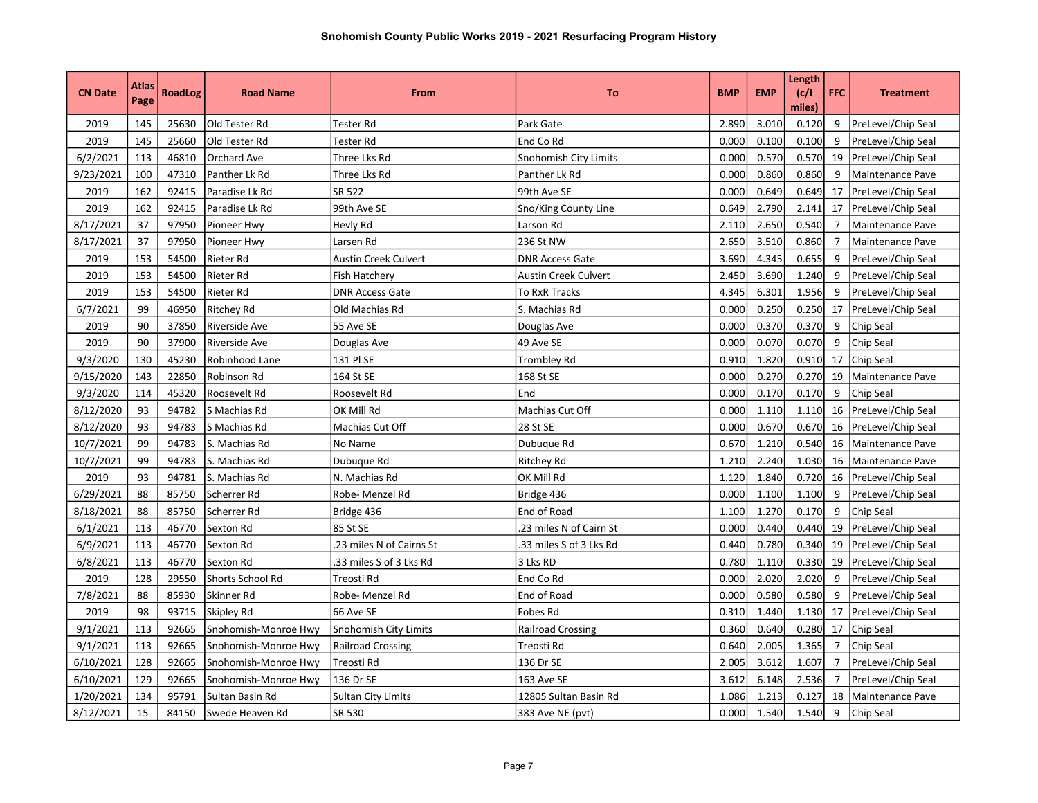# Snohomish County Public Works 2019 - 2021 Resurfacing Program History

| CN Date | Atlas Page | RoadLog | Road Name | From | To | BMP | EMP | Length (c/l miles) | FFC | Treatment |
|---|---|---|---|---|---|---|---|---|---|---|
| 2019 | 145 | 25630 | Old Tester Rd | Tester Rd | Park Gate | 2.890 | 3.010 | 0.120 | 9 | PreLevel/Chip Seal |
| 2019 | 145 | 25660 | Old Tester Rd | Tester Rd | End Co Rd | 0.000 | 0.100 | 0.100 | 9 | PreLevel/Chip Seal |
| 6/2/2021 | 113 | 46810 | Orchard Ave | Three Lks Rd | Snohomish City Limits | 0.000 | 0.570 | 0.570 | 19 | PreLevel/Chip Seal |
| 9/23/2021 | 100 | 47310 | Panther Lk Rd | Three Lks Rd | Panther Lk Rd | 0.000 | 0.860 | 0.860 | 9 | Maintenance Pave |
| 2019 | 162 | 92415 | Paradise Lk Rd | SR 522 | 99th Ave SE | 0.000 | 0.649 | 0.649 | 17 | PreLevel/Chip Seal |
| 2019 | 162 | 92415 | Paradise Lk Rd | 99th Ave SE | Sno/King County Line | 0.649 | 2.790 | 2.141 | 17 | PreLevel/Chip Seal |
| 8/17/2021 | 37 | 97950 | Pioneer Hwy | Hevly Rd | Larson Rd | 2.110 | 2.650 | 0.540 | 7 | Maintenance Pave |
| 8/17/2021 | 37 | 97950 | Pioneer Hwy | Larsen Rd | 236 St NW | 2.650 | 3.510 | 0.860 | 7 | Maintenance Pave |
| 2019 | 153 | 54500 | Rieter Rd | Austin Creek Culvert | DNR Access Gate | 3.690 | 4.345 | 0.655 | 9 | PreLevel/Chip Seal |
| 2019 | 153 | 54500 | Rieter Rd | Fish Hatchery | Austin Creek Culvert | 2.450 | 3.690 | 1.240 | 9 | PreLevel/Chip Seal |
| 2019 | 153 | 54500 | Rieter Rd | DNR Access Gate | To RxR Tracks | 4.345 | 6.301 | 1.956 | 9 | PreLevel/Chip Seal |
| 6/7/2021 | 99 | 46950 | Ritchey Rd | Old Machias Rd | S. Machias Rd | 0.000 | 0.250 | 0.250 | 17 | PreLevel/Chip Seal |
| 2019 | 90 | 37850 | Riverside Ave | 55 Ave SE | Douglas Ave | 0.000 | 0.370 | 0.370 | 9 | Chip Seal |
| 2019 | 90 | 37900 | Riverside Ave | Douglas Ave | 49 Ave SE | 0.000 | 0.070 | 0.070 | 9 | Chip Seal |
| 9/3/2020 | 130 | 45230 | Robinhood Lane | 131 Pl SE | Trombley Rd | 0.910 | 1.820 | 0.910 | 17 | Chip Seal |
| 9/15/2020 | 143 | 22850 | Robinson Rd | 164 St SE | 168 St SE | 0.000 | 0.270 | 0.270 | 19 | Maintenance Pave |
| 9/3/2020 | 114 | 45320 | Roosevelt Rd | Roosevelt Rd | End | 0.000 | 0.170 | 0.170 | 9 | Chip Seal |
| 8/12/2020 | 93 | 94782 | S Machias Rd | OK Mill Rd | Machias Cut Off | 0.000 | 1.110 | 1.110 | 16 | PreLevel/Chip Seal |
| 8/12/2020 | 93 | 94783 | S Machias Rd | Machias Cut Off | 28 St SE | 0.000 | 0.670 | 0.670 | 16 | PreLevel/Chip Seal |
| 10/7/2021 | 99 | 94783 | S. Machias Rd | No Name | Dubuque Rd | 0.670 | 1.210 | 0.540 | 16 | Maintenance Pave |
| 10/7/2021 | 99 | 94783 | S. Machias Rd | Dubuque Rd | Ritchey Rd | 1.210 | 2.240 | 1.030 | 16 | Maintenance Pave |
| 2019 | 93 | 94781 | S. Machias Rd | N. Machias Rd | OK Mill Rd | 1.120 | 1.840 | 0.720 | 16 | PreLevel/Chip Seal |
| 6/29/2021 | 88 | 85750 | Scherrer Rd | Robe- Menzel Rd | Bridge 436 | 0.000 | 1.100 | 1.100 | 9 | PreLevel/Chip Seal |
| 8/18/2021 | 88 | 85750 | Scherrer Rd | Bridge 436 | End of Road | 1.100 | 1.270 | 0.170 | 9 | Chip Seal |
| 6/1/2021 | 113 | 46770 | Sexton Rd | 85 St SE | .23 miles N of Cairn St | 0.000 | 0.440 | 0.440 | 19 | PreLevel/Chip Seal |
| 6/9/2021 | 113 | 46770 | Sexton Rd | .23 miles N of Cairns St | .33 miles S of 3 Lks Rd | 0.440 | 0.780 | 0.340 | 19 | PreLevel/Chip Seal |
| 6/8/2021 | 113 | 46770 | Sexton Rd | .33 miles S of 3 Lks Rd | 3 Lks RD | 0.780 | 1.110 | 0.330 | 19 | PreLevel/Chip Seal |
| 2019 | 128 | 29550 | Shorts School Rd | Treosti Rd | End Co Rd | 0.000 | 2.020 | 2.020 | 9 | PreLevel/Chip Seal |
| 7/8/2021 | 88 | 85930 | Skinner Rd | Robe- Menzel Rd | End of Road | 0.000 | 0.580 | 0.580 | 9 | PreLevel/Chip Seal |
| 2019 | 98 | 93715 | Skipley Rd | 66 Ave SE | Fobes Rd | 0.310 | 1.440 | 1.130 | 17 | PreLevel/Chip Seal |
| 9/1/2021 | 113 | 92665 | Snohomish-Monroe Hwy | Snohomish City Limits | Railroad Crossing | 0.360 | 0.640 | 0.280 | 17 | Chip Seal |
| 9/1/2021 | 113 | 92665 | Snohomish-Monroe Hwy | Railroad Crossing | Treosti Rd | 0.640 | 2.005 | 1.365 | 7 | Chip Seal |
| 6/10/2021 | 128 | 92665 | Snohomish-Monroe Hwy | Treosti Rd | 136 Dr SE | 2.005 | 3.612 | 1.607 | 7 | PreLevel/Chip Seal |
| 6/10/2021 | 129 | 92665 | Snohomish-Monroe Hwy | 136 Dr SE | 163 Ave SE | 3.612 | 6.148 | 2.536 | 7 | PreLevel/Chip Seal |
| 1/20/2021 | 134 | 95791 | Sultan Basin Rd | Sultan City Limits | 12805 Sultan Basin Rd | 1.086 | 1.213 | 0.127 | 18 | Maintenance Pave |
| 8/12/2021 | 15 | 84150 | Swede Heaven Rd | SR 530 | 383 Ave NE (pvt) | 0.000 | 1.540 | 1.540 | 9 | Chip Seal |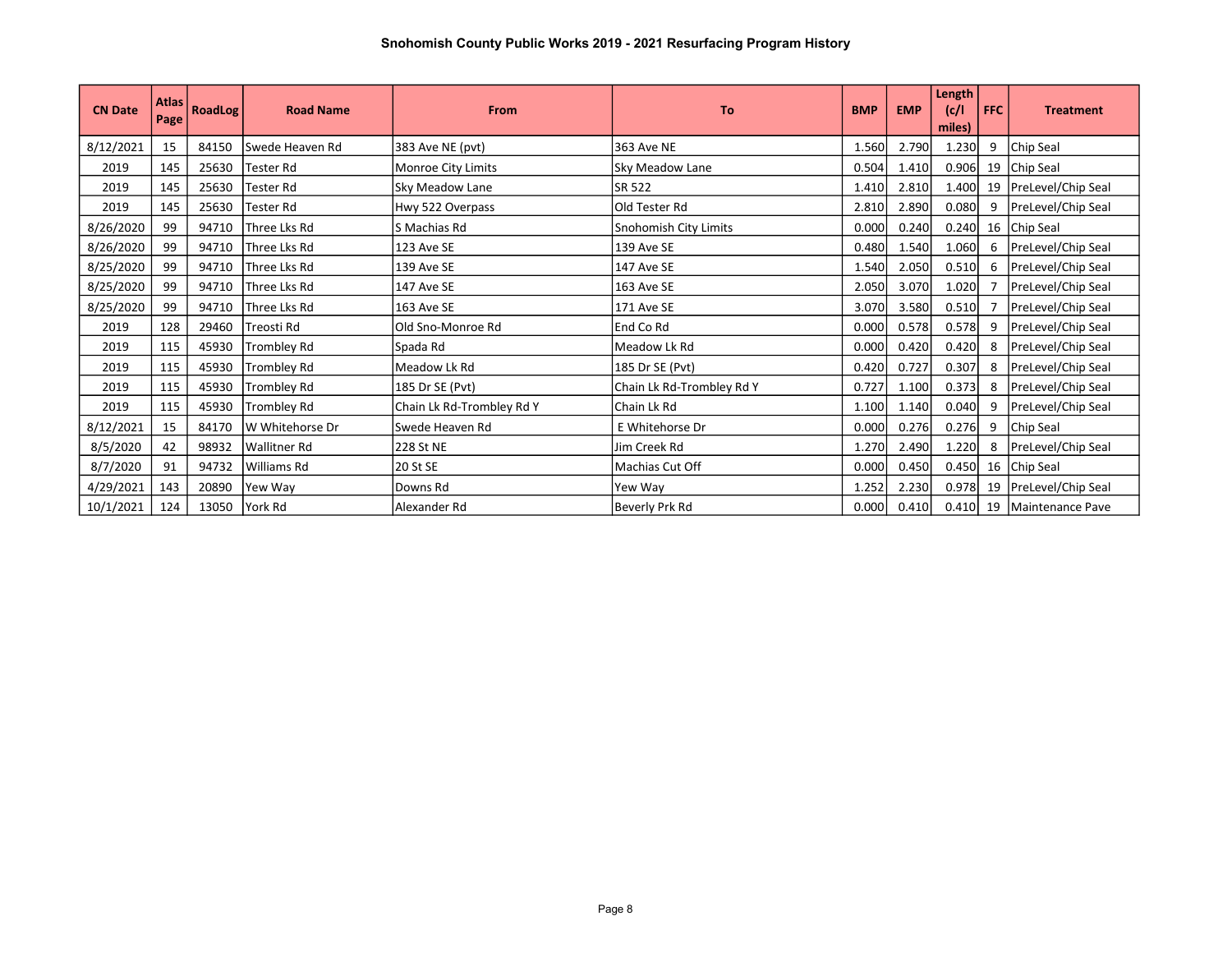## Snohomish County Public Works 2019 - 2021 Resurfacing Program History

| CN Date | Atlas Page | RoadLog | Road Name | From | To | BMP | EMP | Length (c/l miles) | FFC | Treatment |
|---|---|---|---|---|---|---|---|---|---|---|
| 8/12/2021 | 15 | 84150 | Swede Heaven Rd | 383 Ave NE (pvt) | 363 Ave NE | 1.560 | 2.790 | 1.230 | 9 | Chip Seal |
| 2019 | 145 | 25630 | Tester Rd | Monroe City Limits | Sky Meadow Lane | 0.504 | 1.410 | 0.906 | 19 | Chip Seal |
| 2019 | 145 | 25630 | Tester Rd | Sky Meadow Lane | SR 522 | 1.410 | 2.810 | 1.400 | 19 | PreLevel/Chip Seal |
| 2019 | 145 | 25630 | Tester Rd | Hwy 522 Overpass | Old Tester Rd | 2.810 | 2.890 | 0.080 | 9 | PreLevel/Chip Seal |
| 8/26/2020 | 99 | 94710 | Three Lks Rd | S Machias Rd | Snohomish City Limits | 0.000 | 0.240 | 0.240 | 16 | Chip Seal |
| 8/26/2020 | 99 | 94710 | Three Lks Rd | 123 Ave SE | 139 Ave SE | 0.480 | 1.540 | 1.060 | 6 | PreLevel/Chip Seal |
| 8/25/2020 | 99 | 94710 | Three Lks Rd | 139 Ave SE | 147 Ave SE | 1.540 | 2.050 | 0.510 | 6 | PreLevel/Chip Seal |
| 8/25/2020 | 99 | 94710 | Three Lks Rd | 147 Ave SE | 163 Ave SE | 2.050 | 3.070 | 1.020 | 7 | PreLevel/Chip Seal |
| 8/25/2020 | 99 | 94710 | Three Lks Rd | 163 Ave SE | 171 Ave SE | 3.070 | 3.580 | 0.510 | 7 | PreLevel/Chip Seal |
| 2019 | 128 | 29460 | Treosti Rd | Old Sno-Monroe Rd | End Co Rd | 0.000 | 0.578 | 0.578 | 9 | PreLevel/Chip Seal |
| 2019 | 115 | 45930 | Trombley Rd | Spada Rd | Meadow Lk Rd | 0.000 | 0.420 | 0.420 | 8 | PreLevel/Chip Seal |
| 2019 | 115 | 45930 | Trombley Rd | Meadow Lk Rd | 185 Dr SE (Pvt) | 0.420 | 0.727 | 0.307 | 8 | PreLevel/Chip Seal |
| 2019 | 115 | 45930 | Trombley Rd | 185 Dr SE (Pvt) | Chain Lk Rd-Trombley Rd Y | 0.727 | 1.100 | 0.373 | 8 | PreLevel/Chip Seal |
| 2019 | 115 | 45930 | Trombley Rd | Chain Lk Rd-Trombley Rd Y | Chain Lk Rd | 1.100 | 1.140 | 0.040 | 9 | PreLevel/Chip Seal |
| 8/12/2021 | 15 | 84170 | W Whitehorse Dr | Swede Heaven Rd | E Whitehorse Dr | 0.000 | 0.276 | 0.276 | 9 | Chip Seal |
| 8/5/2020 | 42 | 98932 | Wallitner Rd | 228 St NE | Jim Creek Rd | 1.270 | 2.490 | 1.220 | 8 | PreLevel/Chip Seal |
| 8/7/2020 | 91 | 94732 | Williams Rd | 20 St SE | Machias Cut Off | 0.000 | 0.450 | 0.450 | 16 | Chip Seal |
| 4/29/2021 | 143 | 20890 | Yew Way | Downs Rd | Yew Way | 1.252 | 2.230 | 0.978 | 19 | PreLevel/Chip Seal |
| 10/1/2021 | 124 | 13050 | York Rd | Alexander Rd | Beverly Prk Rd | 0.000 | 0.410 | 0.410 | 19 | Maintenance Pave |